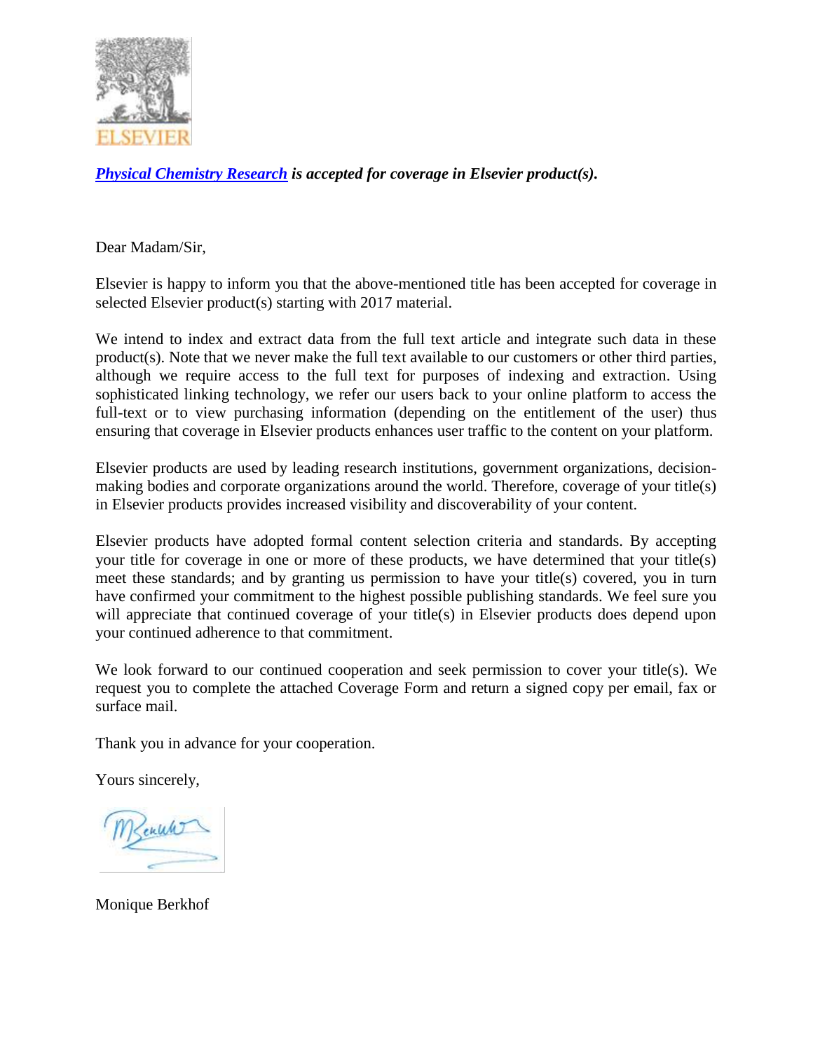***Physical Chemistry Research*** ***is accepted for coverage in Elsevier product(s).***

Dear Madam/Sir,

Elsevier is happy to inform you that the above-mentioned title has been accepted for coverage in selected Elsevier product(s) starting with 2017 material.

We intend to index and extract data from the full text article and integrate such data in these product(s). Note that we never make the full text available to our customers or other third parties, although we require access to the full text for purposes of indexing and extraction. Using sophisticated linking technology, we refer our users back to your online platform to access the full-text or to view purchasing information (depending on the entitlement of the user) thus ensuring that coverage in Elsevier products enhances user traffic to the content on your platform.

Elsevier products are used by leading research institutions, government organizations, decision-making bodies and corporate organizations around the world. Therefore, coverage of your title(s) in Elsevier products provides increased visibility and discoverability of your content.

Elsevier products have adopted formal content selection criteria and standards. By accepting your title for coverage in one or more of these products, we have determined that your title(s) meet these standards; and by granting us permission to have your title(s) covered, you in turn have confirmed your commitment to the highest possible publishing standards. We feel sure you will appreciate that continued coverage of your title(s) in Elsevier products does depend upon your continued adherence to that commitment.

We look forward to our continued cooperation and seek permission to cover your title(s). We request you to complete the attached Coverage Form and return a signed copy per email, fax or surface mail.

Thank you in advance for your cooperation.

Yours sincerely,

Monique Berkhof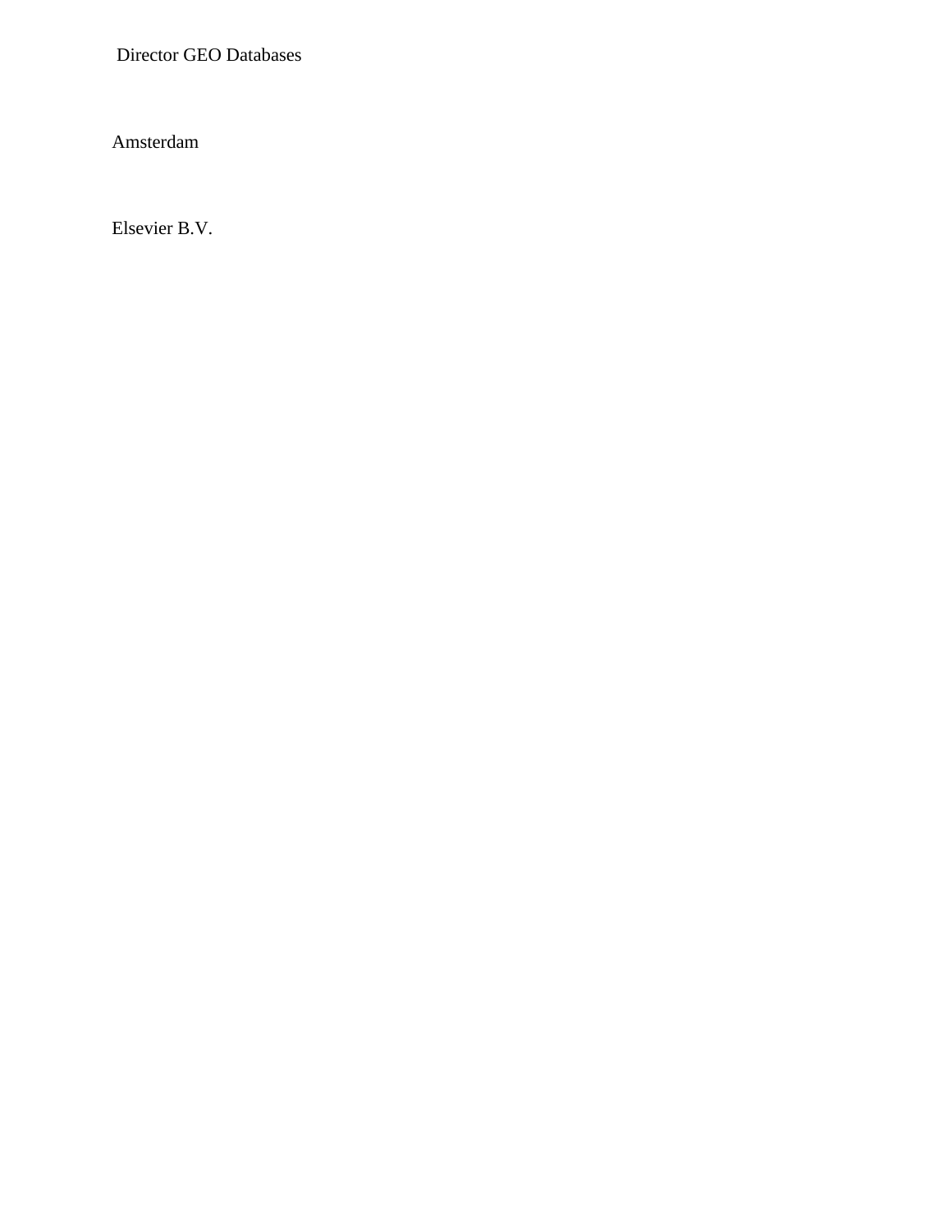Director GEO Databases

Amsterdam

Elsevier B.V.